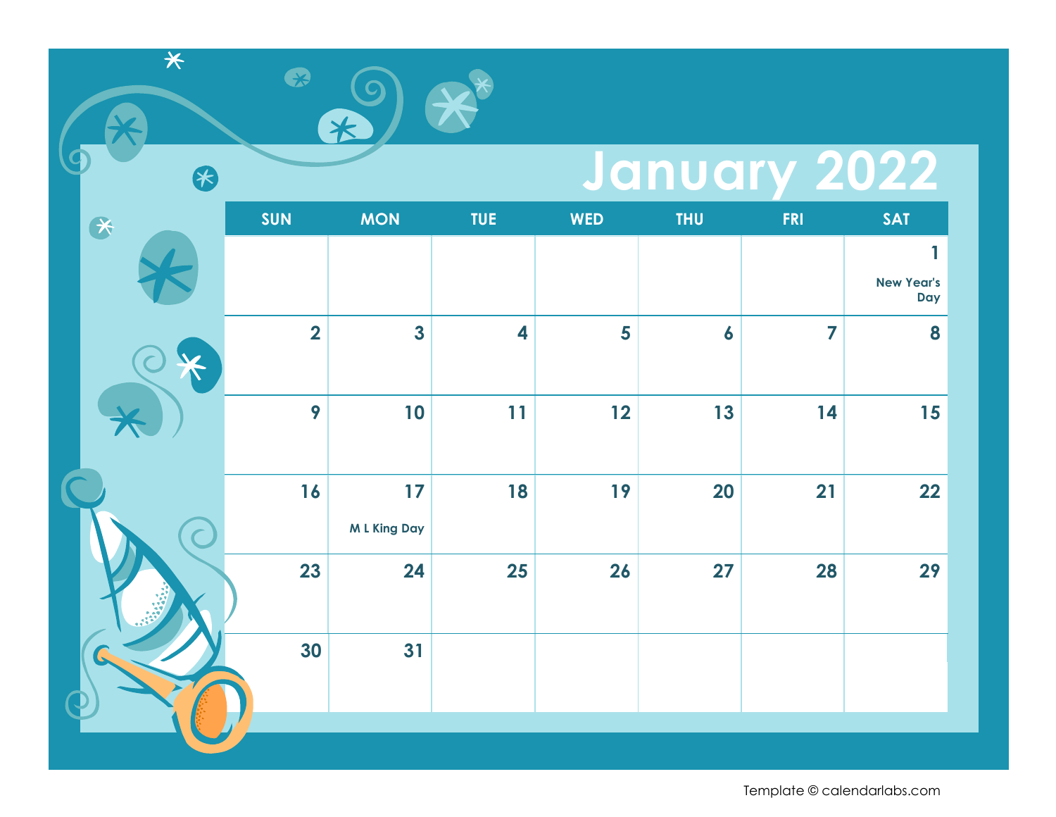# January 2022

| SUN | MON | TUE | WED | THU | FRI | SAT |
|---|---|---|---|---|---|---|
| | | | | | | 1 New Year's Day |
| 2 | 3 | 4 | 5 | 6 | 7 | 8 |
| 9 | 10 | 11 | 12 | 13 | 14 | 15 |
| 16 | 17 M L King Day | 18 | 19 | 20 | 21 | 22 |
| 23 | 24 | 25 | 26 | 27 | 28 | 29 |
| 30 | 31 | | | | | |

Template © calendarlabs.com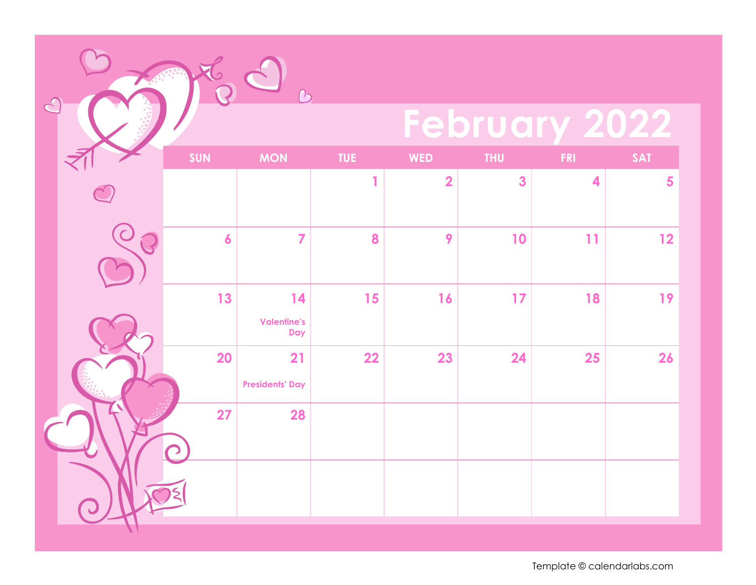# February 2022

| SUN | MON | TUE | WED | THU | FRI | SAT |
| --- | --- | --- | --- | --- | --- | --- |
| | | 1 | 2 | 3 | 4 | 5 |
| 6 | 7 | 8 | 9 | 10 | 11 | 12 |
| 13 | 14 Valentine's Day | 15 | 16 | 17 | 18 | 19 |
| 20 | 21 Presidents' Day | 22 | 23 | 24 | 25 | 26 |
| 27 | 28 | | | | | |
| | | | | | | |

Template © calendarlabs.com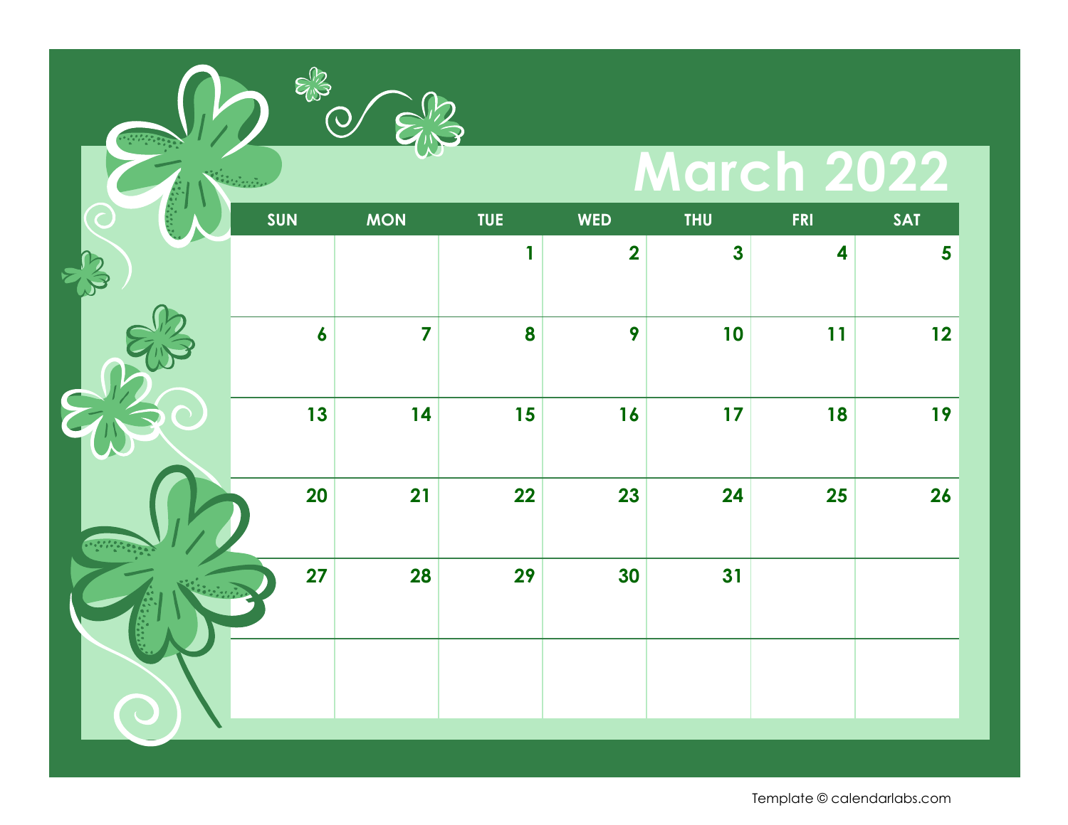# March 2022

| SUN | MON | TUE | WED | THU | FRI | SAT |
|---|---|---|---|---|---|---|
| | | 1 | 2 | 3 | 4 | 5 |
| 6 | 7 | 8 | 9 | 10 | 11 | 12 |
| 13 | 14 | 15 | 16 | 17 | 18 | 19 |
| 20 | 21 | 22 | 23 | 24 | 25 | 26 |
| 27 | 28 | 29 | 30 | 31 | | |
| | | | | | | |

Template © calendarlabs.com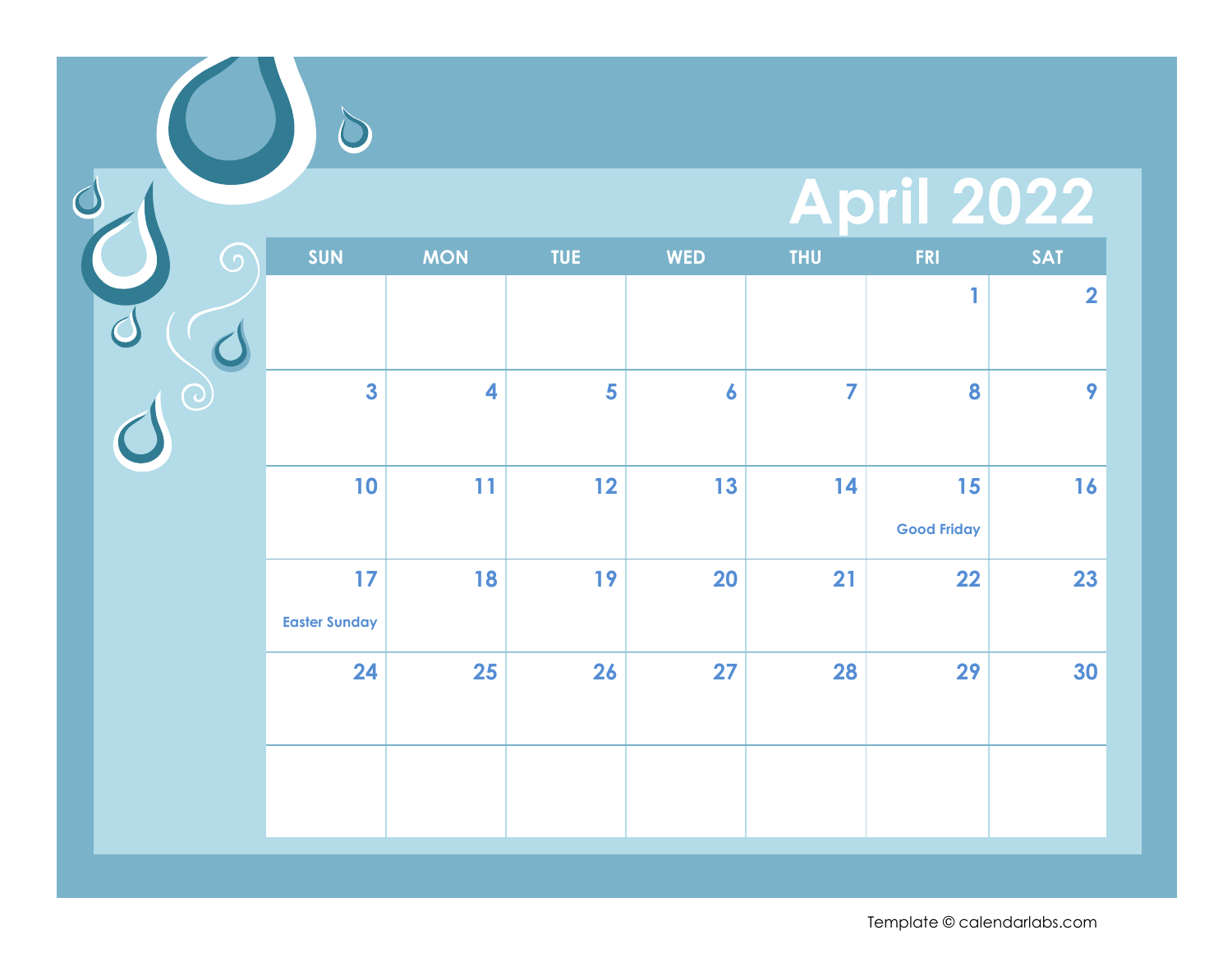# April 2022

| SUN | MON | TUE | WED | THU | FRI | SAT |
|---|---|---|---|---|---|---|
| | | | | | 1 | 2 |
| 3 | 4 | 5 | 6 | 7 | 8 | 9 |
| 10 | 11 | 12 | 13 | 14 | 15 Good Friday | 16 |
| 17 Easter Sunday | 18 | 19 | 20 | 21 | 22 | 23 |
| 24 | 25 | 26 | 27 | 28 | 29 | 30 |
| | | | | | | |

Template © calendarlabs.com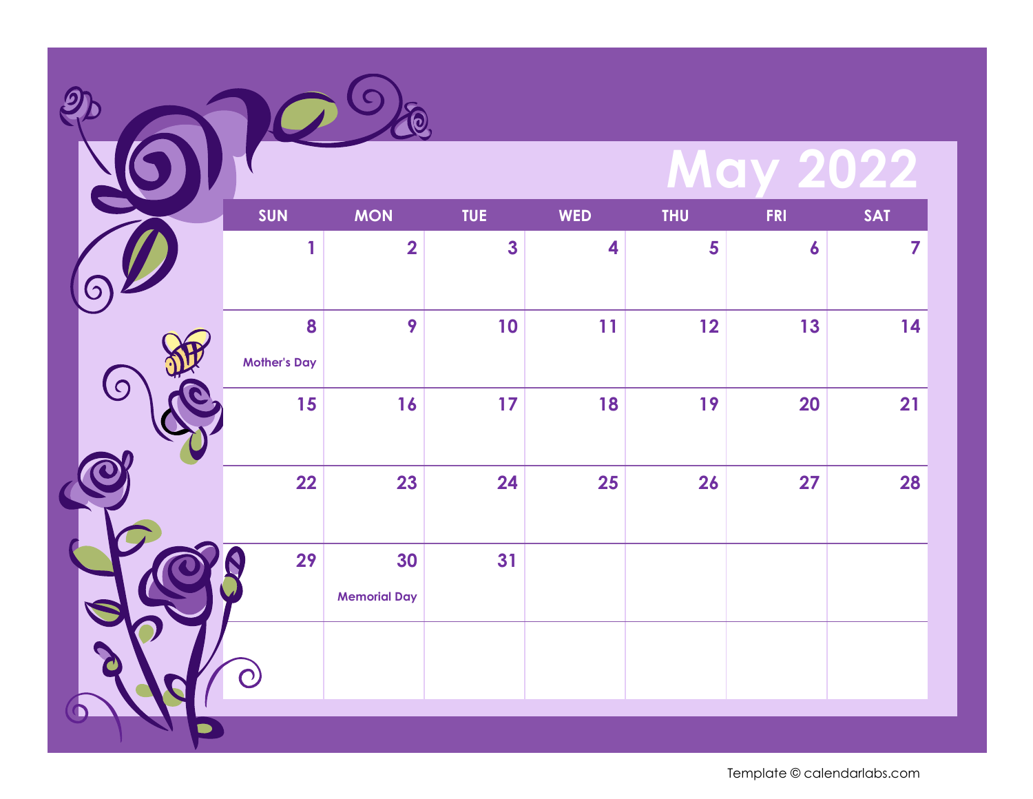# May 2022

| SUN | MON | TUE | WED | THU | FRI | SAT |
|---|---|---|---|---|---|---|
| 1 | 2 | 3 | 4 | 5 | 6 | 7 |
| 8 Mother's Day | 9 | 10 | 11 | 12 | 13 | 14 |
| 15 | 16 | 17 | 18 | 19 | 20 | 21 |
| 22 | 23 | 24 | 25 | 26 | 27 | 28 |
| 29 | 30 Memorial Day | 31 | | | | |
| | | | | | | |

Template © calendarlabs.com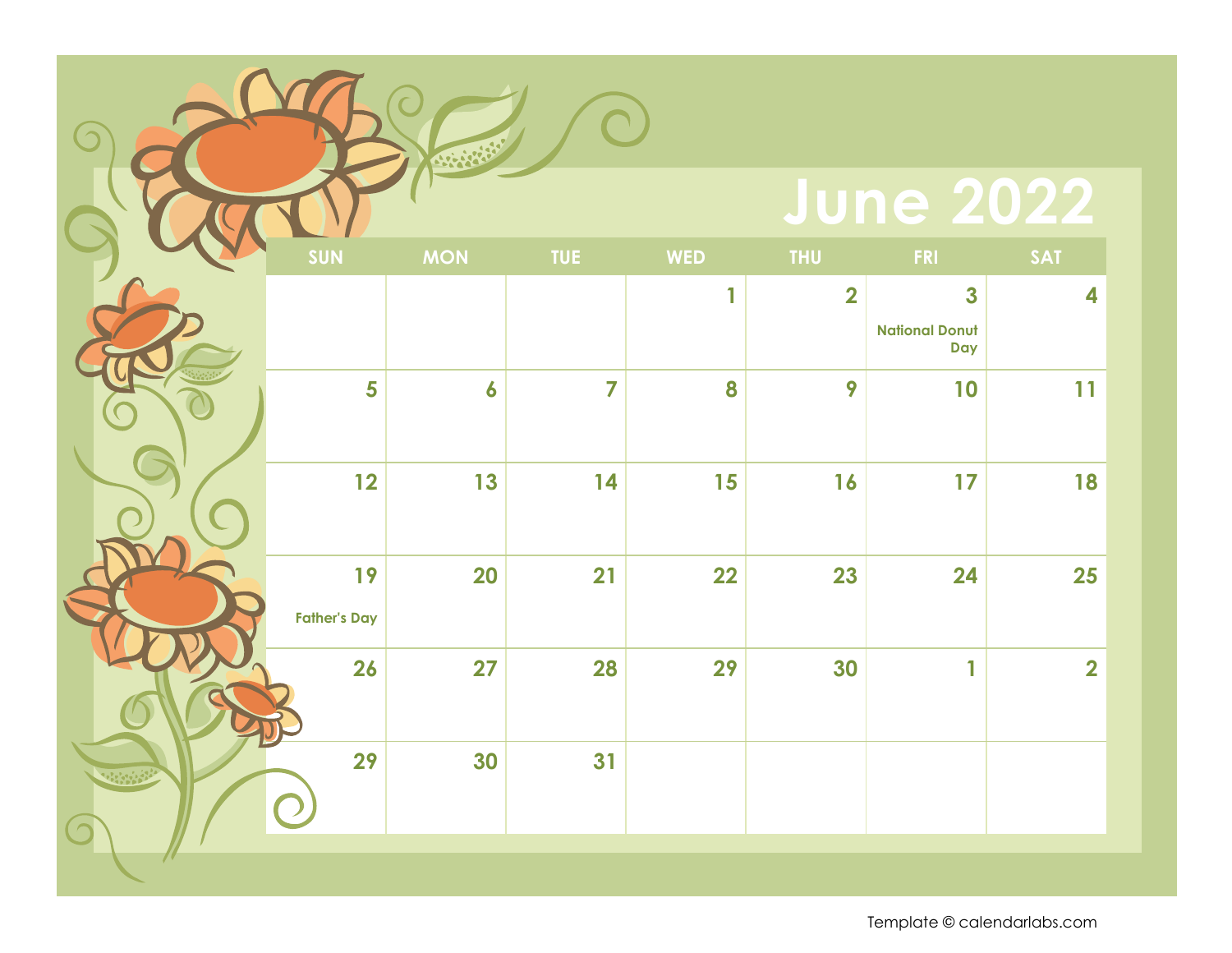# June 2022

| SUN | MON | TUE | WED | THU | FRI | SAT |
|---|---|---|---|---|---|---|
| | | | 1 | 2 | 3 National Donut Day | 4 |
| 5 | 6 | 7 | 8 | 9 | 10 | 11 |
| 12 | 13 | 14 | 15 | 16 | 17 | 18 |
| 19 Father's Day | 20 | 21 | 22 | 23 | 24 | 25 |
| 26 | 27 | 28 | 29 | 30 | 1 | 2 |
| 29 | 30 | 31 | | | | |

Template © calendarlabs.com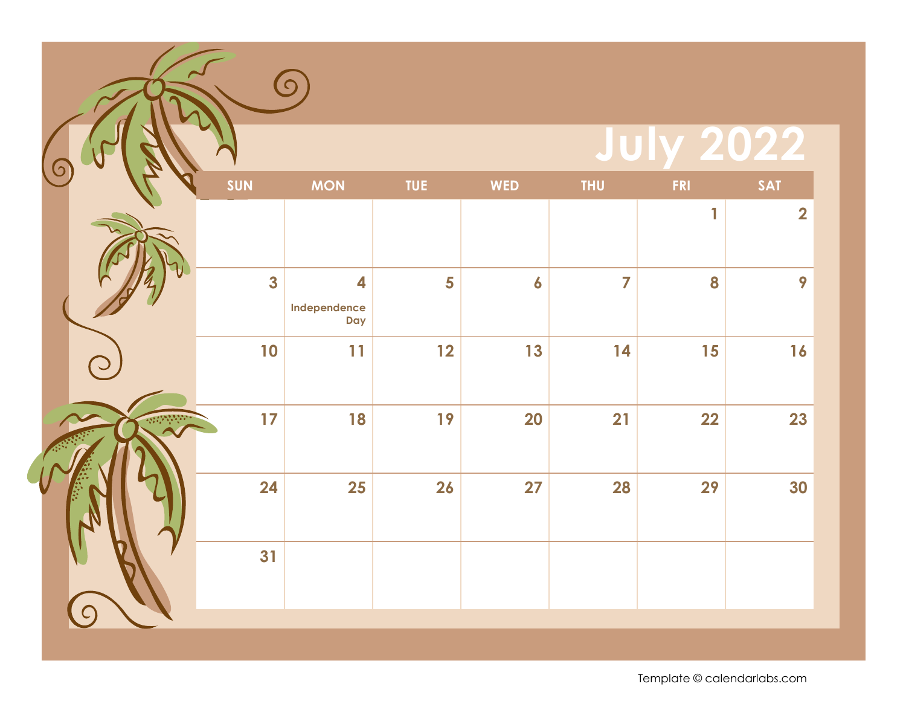# July 2022

| SUN | MON | TUE | WED | THU | FRI | SAT |
|---|---|---|---|---|---|---|
| | | | | | 1 | 2 |
| 3 | 4 Independence Day | 5 | 6 | 7 | 8 | 9 |
| 10 | 11 | 12 | 13 | 14 | 15 | 16 |
| 17 | 18 | 19 | 20 | 21 | 22 | 23 |
| 24 | 25 | 26 | 27 | 28 | 29 | 30 |
| 31 | | | | | | |

Template © calendarlabs.com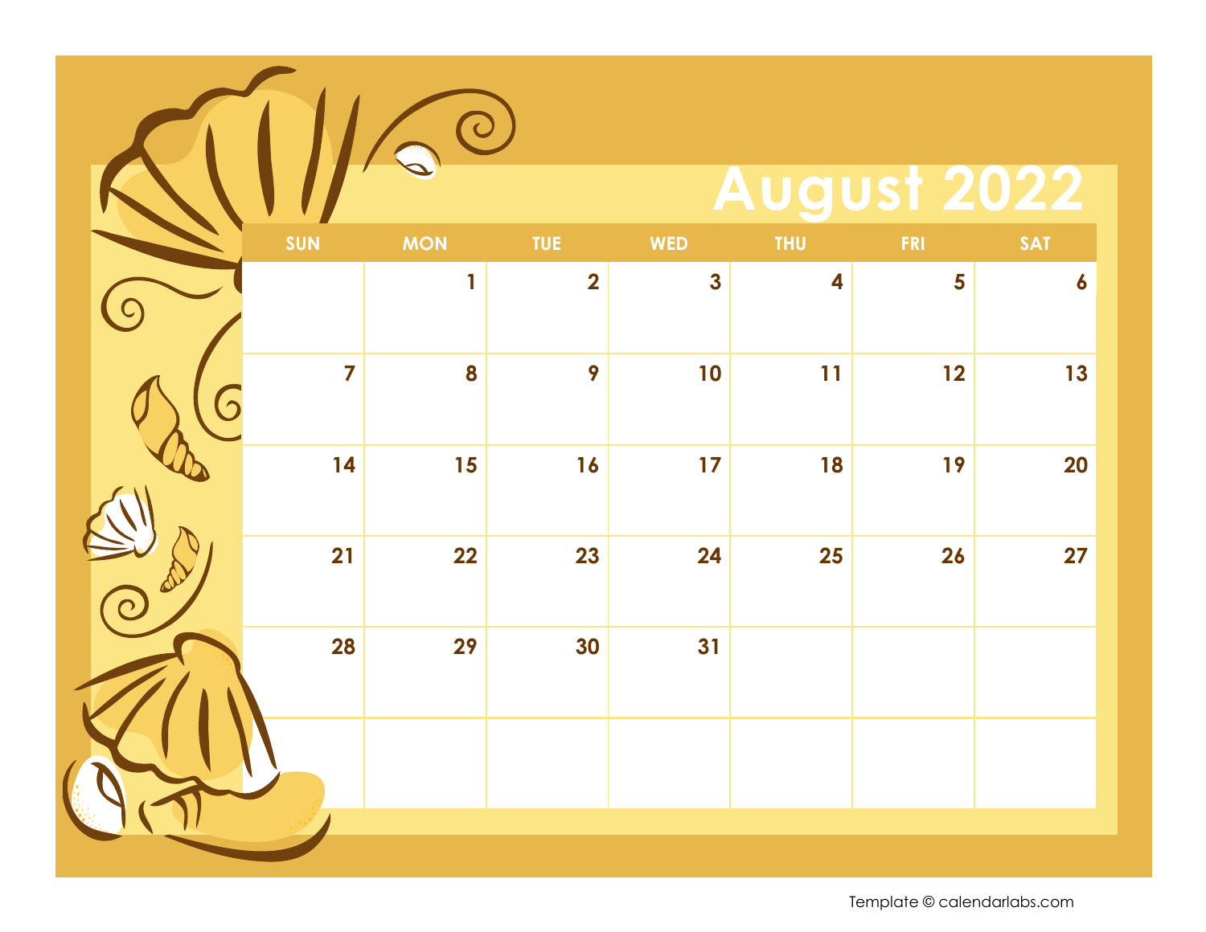# August 2022

| SUN | MON | TUE | WED | THU | FRI | SAT |
|---|---|---|---|---|---|---|
| | 1 | 2 | 3 | 4 | 5 | 6 |
| 7 | 8 | 9 | 10 | 11 | 12 | 13 |
| 14 | 15 | 16 | 17 | 18 | 19 | 20 |
| 21 | 22 | 23 | 24 | 25 | 26 | 27 |
| 28 | 29 | 30 | 31 | | | |
| | | | | | | |

Template © calendarlabs.com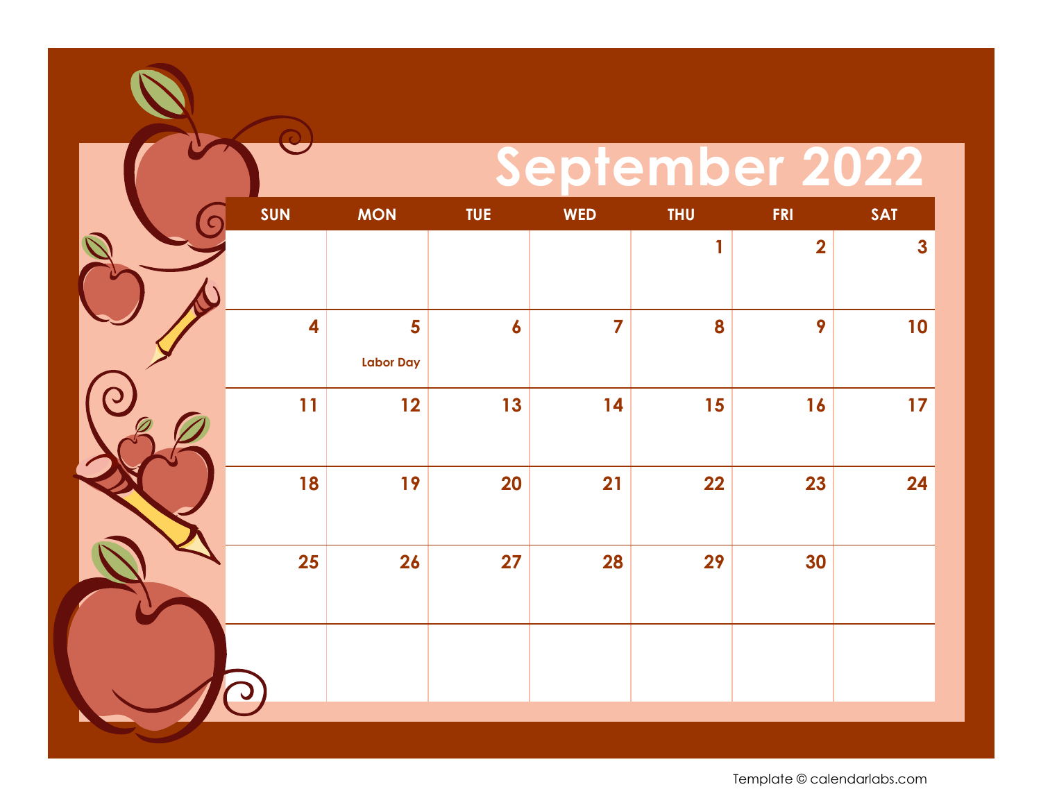# September 2022

| SUN | MON | TUE | WED | THU | FRI | SAT |
|---|---|---|---|---|---|---|
| | | | | 1 | 2 | 3 |
| 4 | 5 Labor Day | 6 | 7 | 8 | 9 | 10 |
| 11 | 12 | 13 | 14 | 15 | 16 | 17 |
| 18 | 19 | 20 | 21 | 22 | 23 | 24 |
| 25 | 26 | 27 | 28 | 29 | 30 | |
| | | | | | | |

Template © calendarlabs.com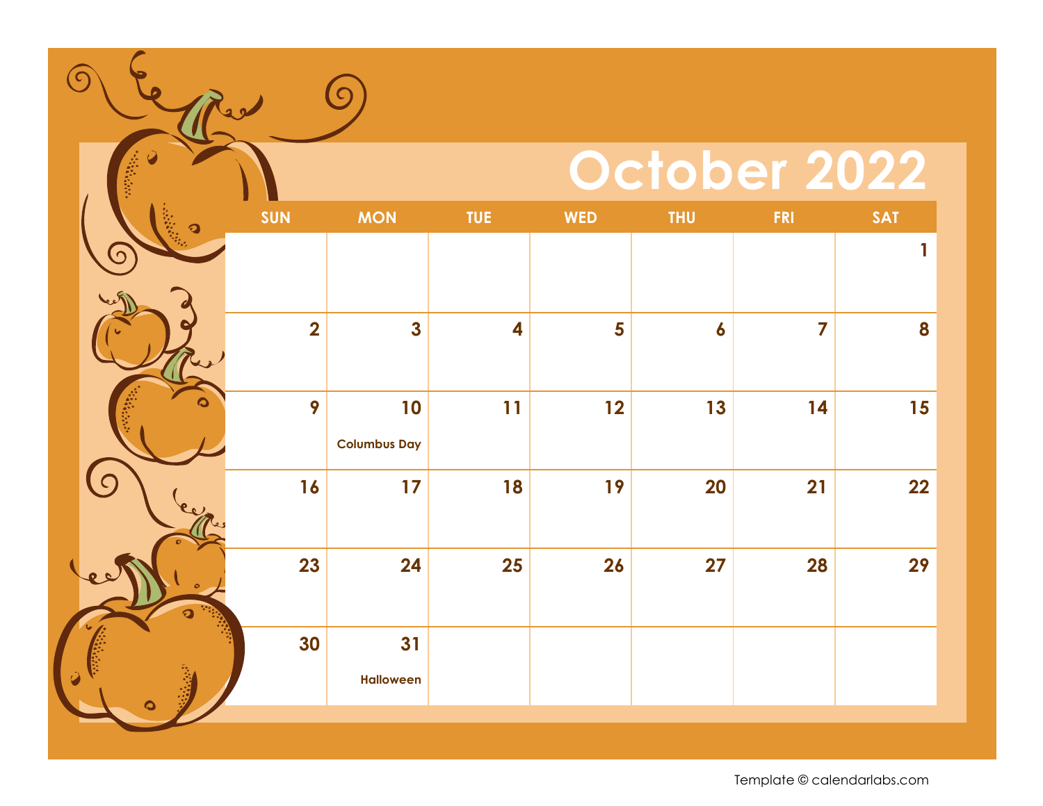# October 2022

| SUN | MON | TUE | WED | THU | FRI | SAT |
|---|---|---|---|---|---|---|
| | | | | | | 1 |
| 2 | 3 | 4 | 5 | 6 | 7 | 8 |
| 9 | 10 Columbus Day | 11 | 12 | 13 | 14 | 15 |
| 16 | 17 | 18 | 19 | 20 | 21 | 22 |
| 23 | 24 | 25 | 26 | 27 | 28 | 29 |
| 30 | 31 Halloween | | | | | |

Template © calendarlabs.com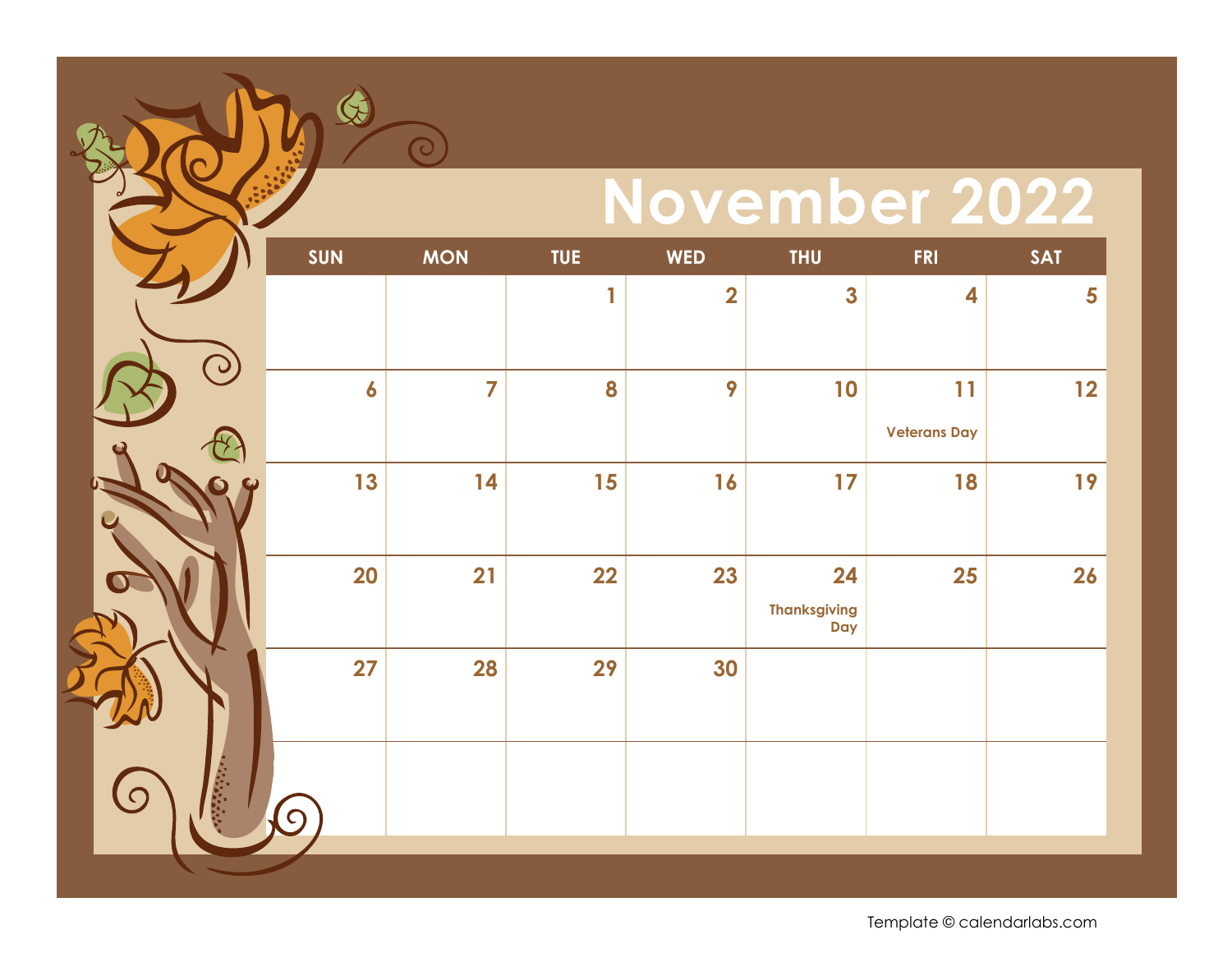# November 2022

| SUN | MON | TUE | WED | THU | FRI | SAT |
|---|---|---|---|---|---|---|
| | | 1 | 2 | 3 | 4 | 5 |
| 6 | 7 | 8 | 9 | 10 | 11 Veterans Day | 12 |
| 13 | 14 | 15 | 16 | 17 | 18 | 19 |
| 20 | 21 | 22 | 23 | 24 Thanksgiving Day | 25 | 26 |
| 27 | 28 | 29 | 30 | | | |
| | | | | | | |

Template © calendarlabs.com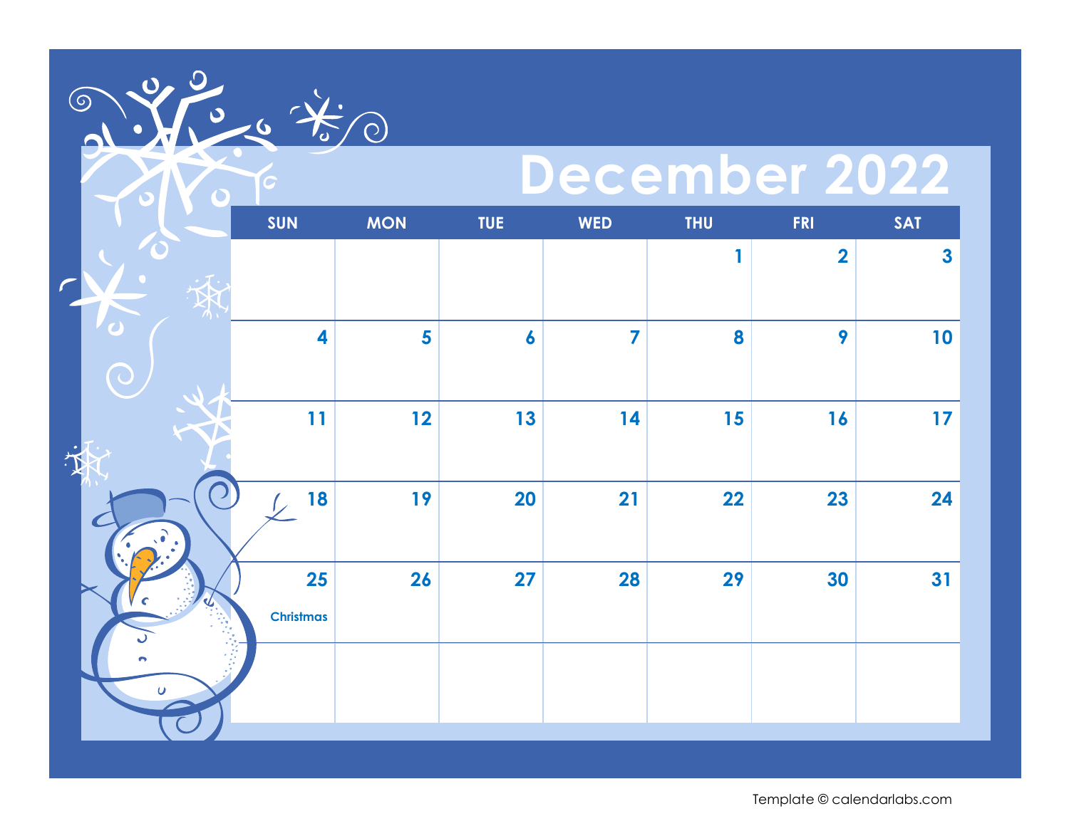# December 2022

| SUN | MON | TUE | WED | THU | FRI | SAT |
|---|---|---|---|---|---|---|
| | | | | 1 | 2 | 3 |
| 4 | 5 | 6 | 7 | 8 | 9 | 10 |
| 11 | 12 | 13 | 14 | 15 | 16 | 17 |
| 18 | 19 | 20 | 21 | 22 | 23 | 24 |
| 25 Christmas | 26 | 27 | 28 | 29 | 30 | 31 |
| | | | | | | |

Template © calendarlabs.com